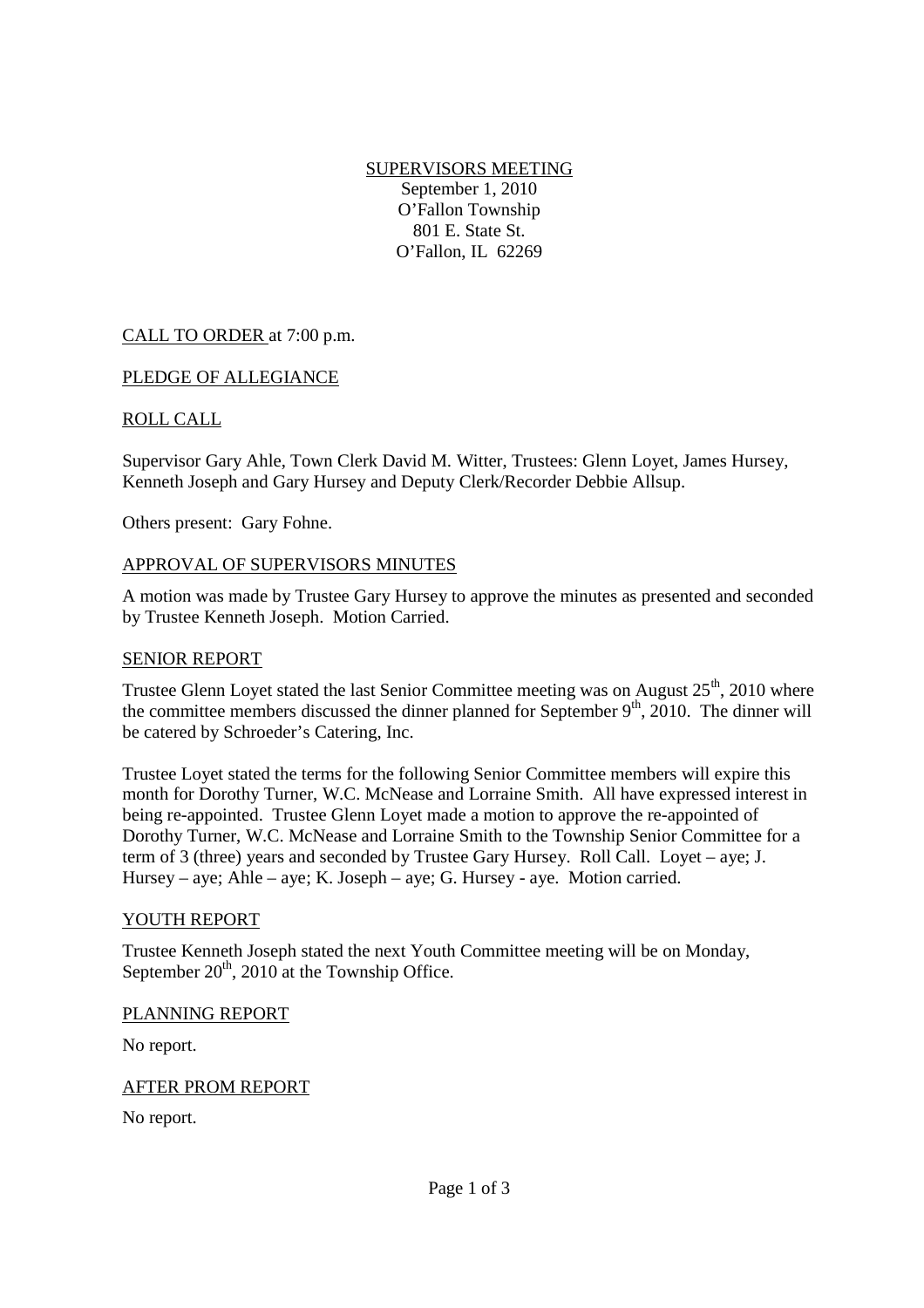# SUPERVISORS MEETING

September 1, 2010
O'Fallon Township
801 E. State St.
O'Fallon, IL 62269

## CALL TO ORDER at 7:00 p.m.

## PLEDGE OF ALLEGIANCE

## ROLL CALL

Supervisor Gary Ahle, Town Clerk David M. Witter, Trustees: Glenn Loyet, James Hursey, Kenneth Joseph and Gary Hursey and Deputy Clerk/Recorder Debbie Allsup.

Others present: Gary Fohne.

## APPROVAL OF SUPERVISORS MINUTES

A motion was made by Trustee Gary Hursey to approve the minutes as presented and seconded by Trustee Kenneth Joseph. Motion Carried.

## SENIOR REPORT

Trustee Glenn Loyet stated the last Senior Committee meeting was on August 25th, 2010 where the committee members discussed the dinner planned for September 9th, 2010. The dinner will be catered by Schroeder's Catering, Inc.

Trustee Loyet stated the terms for the following Senior Committee members will expire this month for Dorothy Turner, W.C. McNease and Lorraine Smith. All have expressed interest in being re-appointed. Trustee Glenn Loyet made a motion to approve the re-appointed of Dorothy Turner, W.C. McNease and Lorraine Smith to the Township Senior Committee for a term of 3 (three) years and seconded by Trustee Gary Hursey. Roll Call. Loyet – aye; J. Hursey – aye; Ahle – aye; K. Joseph – aye; G. Hursey - aye. Motion carried.

## YOUTH REPORT

Trustee Kenneth Joseph stated the next Youth Committee meeting will be on Monday, September 20th, 2010 at the Township Office.

## PLANNING REPORT

No report.

## AFTER PROM REPORT

No report.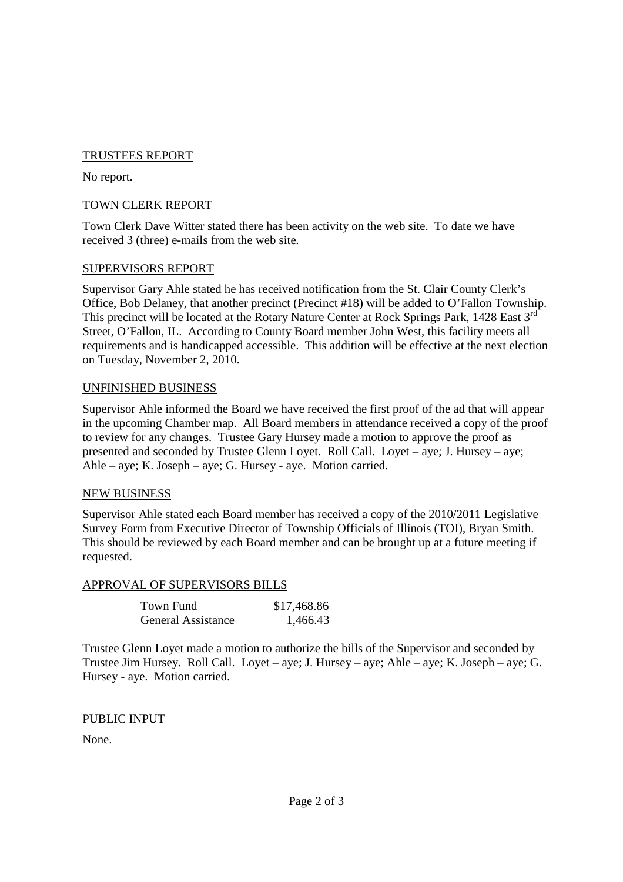## TRUSTEES REPORT

No report.

## TOWN CLERK REPORT

Town Clerk Dave Witter stated there has been activity on the web site. To date we have received 3 (three) e-mails from the web site.

## SUPERVISORS REPORT

Supervisor Gary Ahle stated he has received notification from the St. Clair County Clerk's Office, Bob Delaney, that another precinct (Precinct #18) will be added to O'Fallon Township. This precinct will be located at the Rotary Nature Center at Rock Springs Park, 1428 East 3rd Street, O'Fallon, IL. According to County Board member John West, this facility meets all requirements and is handicapped accessible. This addition will be effective at the next election on Tuesday, November 2, 2010.

## UNFINISHED BUSINESS

Supervisor Ahle informed the Board we have received the first proof of the ad that will appear in the upcoming Chamber map. All Board members in attendance received a copy of the proof to review for any changes. Trustee Gary Hursey made a motion to approve the proof as presented and seconded by Trustee Glenn Loyet. Roll Call. Loyet – aye; J. Hursey – aye; Ahle – aye; K. Joseph – aye; G. Hursey - aye. Motion carried.

## NEW BUSINESS

Supervisor Ahle stated each Board member has received a copy of the 2010/2011 Legislative Survey Form from Executive Director of Township Officials of Illinois (TOI), Bryan Smith. This should be reviewed by each Board member and can be brought up at a future meeting if requested.

## APPROVAL OF SUPERVISORS BILLS

| | |
|---|---|
| Town Fund | $17,468.86 |
| General Assistance | 1,466.43 |

Trustee Glenn Loyet made a motion to authorize the bills of the Supervisor and seconded by Trustee Jim Hursey. Roll Call. Loyet – aye; J. Hursey – aye; Ahle – aye; K. Joseph – aye; G. Hursey - aye. Motion carried.

## PUBLIC INPUT

None.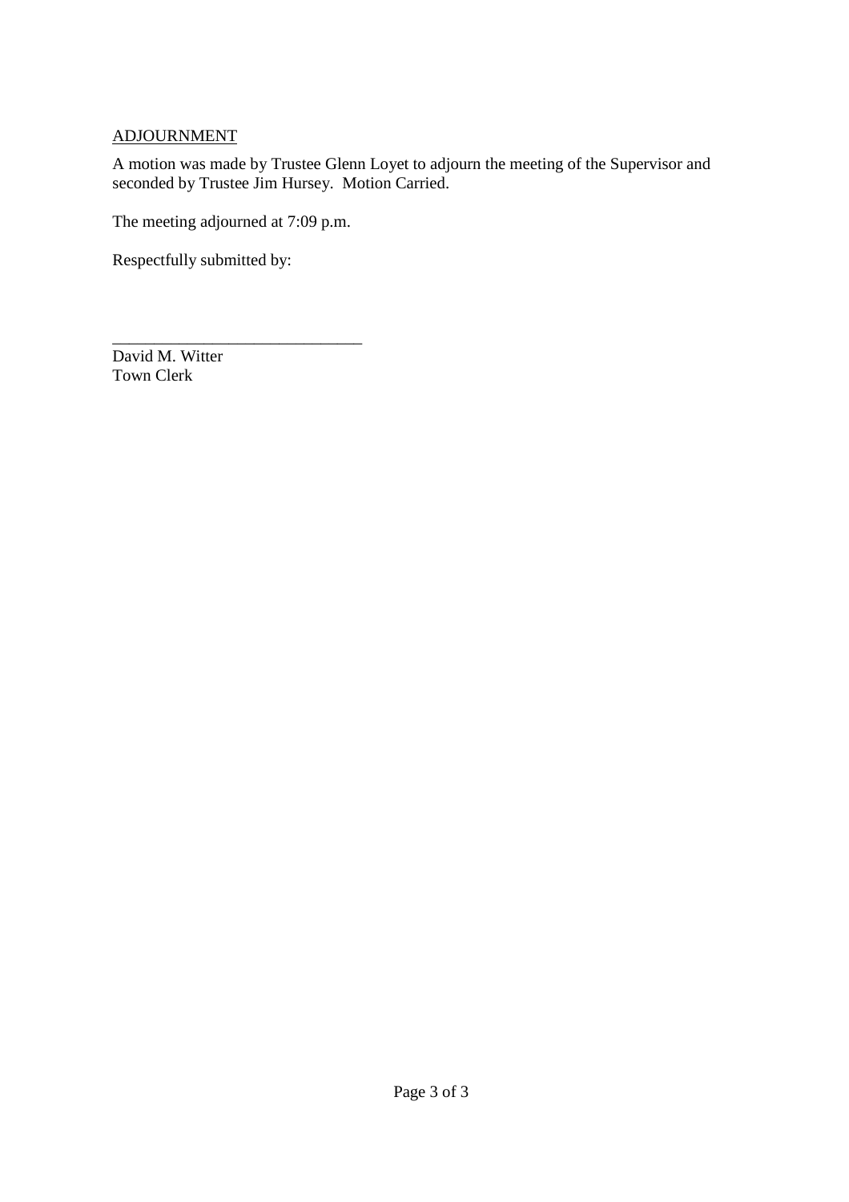ADJOURNMENT

A motion was made by Trustee Glenn Loyet to adjourn the meeting of the Supervisor and seconded by Trustee Jim Hursey. Motion Carried.

The meeting adjourned at 7:09 p.m.

Respectfully submitted by:

\_\_\_\_\_\_\_\_\_\_\_\_\_\_\_\_\_\_\_\_\_\_\_\_\_\_\_\_\_\_\_

David M. Witter
Town Clerk